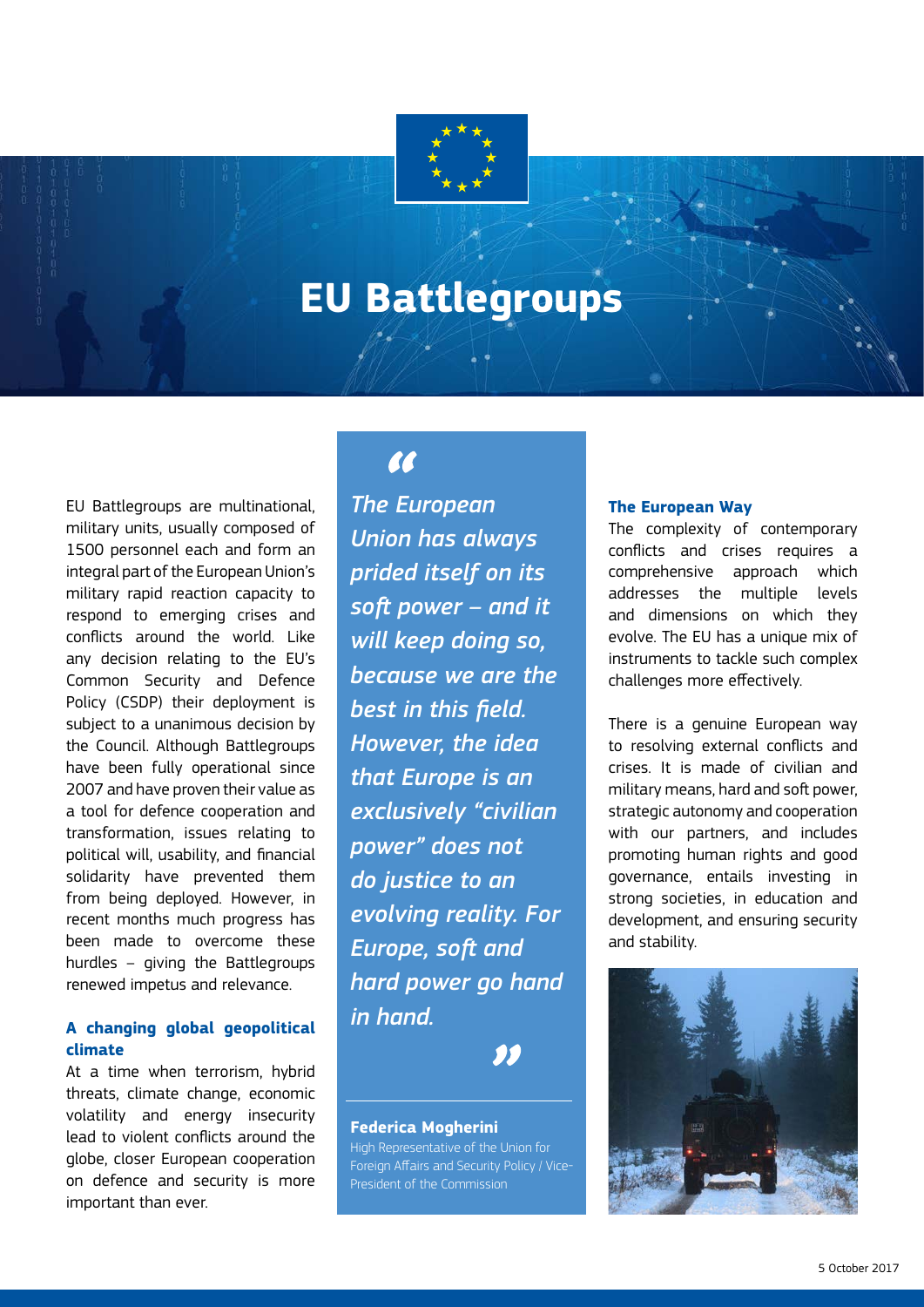# EU Battlegroups

EU Battlegroups are multinational, military units, usually composed of 1500 personnel each and form an integral part of the European Union's military rapid reaction capacity to respond to emerging crises and conflicts around the world. Like any decision relating to the EU's Common Security and Defence Policy (CSDP) their deployment is subject to a unanimous decision by the Council. Although Battlegroups have been fully operational since 2007 and have proven their value as a tool for defence cooperation and transformation, issues relating to political will, usability, and financial solidarity have prevented them from being deployed. However, in recent months much progress has been made to overcome these hurdles – giving the Battlegroups renewed impetus and relevance.

### A changing global geopolitical climate

At a time when terrorism, hybrid threats, climate change, economic volatility and energy insecurity lead to violent conflicts around the globe, closer European cooperation on defence and security is more important than ever.

> *"The European Union has always prided itself on its soft power – and it will keep doing so, because we are the best in this field. However, the idea that Europe is an exclusively "civilian power" does not do justice to an evolving reality. For Europe, soft and hard power go hand in hand."*
>
> **Federica Mogherini**
> High Representative of the Union for Foreign Affairs and Security Policy / Vice-President of the Commission

### The European Way

The complexity of contemporary conflicts and crises requires a comprehensive approach which addresses the multiple levels and dimensions on which they evolve. The EU has a unique mix of instruments to tackle such complex challenges more effectively.

There is a genuine European way to resolving external conflicts and crises. It is made of civilian and military means, hard and soft power, strategic autonomy and cooperation with our partners, and includes promoting human rights and good governance, entails investing in strong societies, in education and development, and ensuring security and stability.

5 October 2017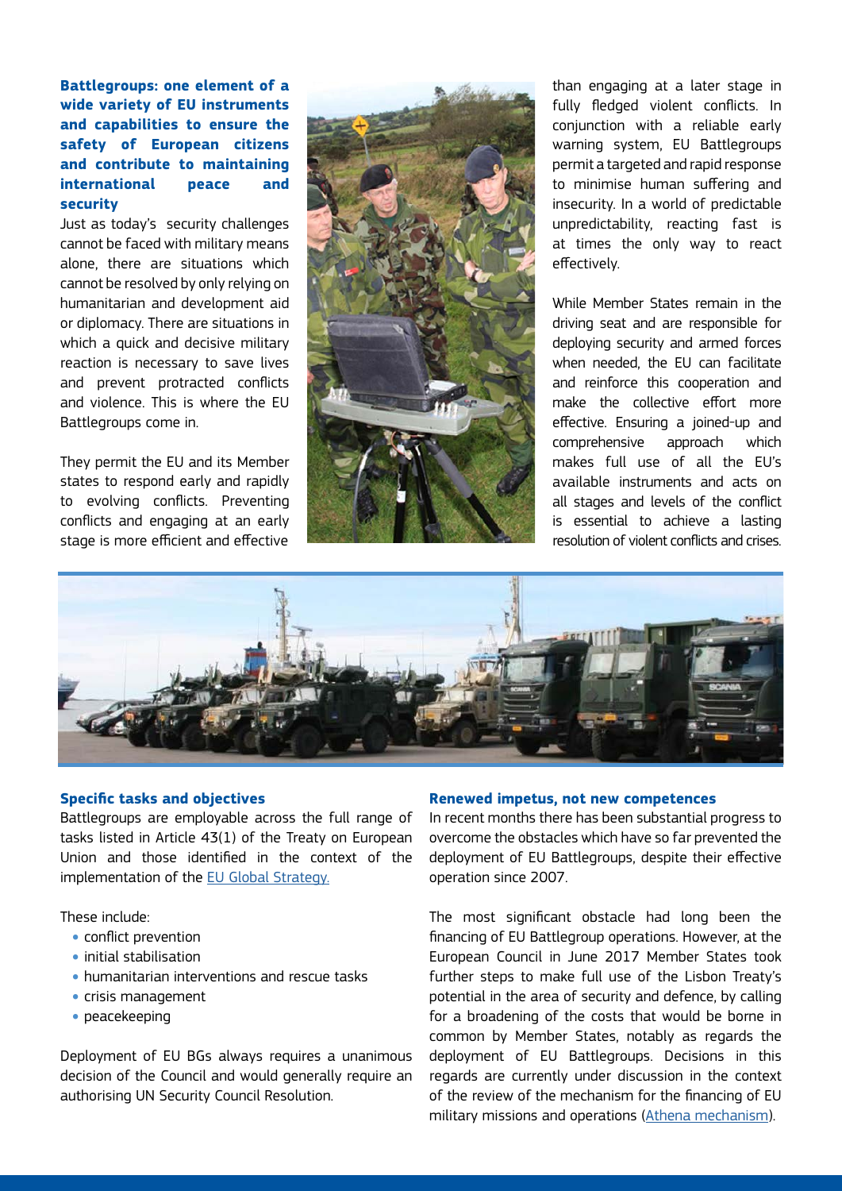**Battlegroups: one element of a wide variety of EU instruments and capabilities to ensure the safety of European citizens and contribute to maintaining international peace and security**

Just as today's security challenges cannot be faced with military means alone, there are situations which cannot be resolved by only relying on humanitarian and development aid or diplomacy. There are situations in which a quick and decisive military reaction is necessary to save lives and prevent protracted conflicts and violence. This is where the EU Battlegroups come in.

They permit the EU and its Member states to respond early and rapidly to evolving conflicts. Preventing conflicts and engaging at an early stage is more efficient and effective than engaging at a later stage in fully fledged violent conflicts. In conjunction with a reliable early warning system, EU Battlegroups permit a targeted and rapid response to minimise human suffering and insecurity. In a world of predictable unpredictability, reacting fast is at times the only way to react effectively.

While Member States remain in the driving seat and are responsible for deploying security and armed forces when needed, the EU can facilitate and reinforce this cooperation and make the collective effort more effective. Ensuring a joined-up and comprehensive approach which makes full use of all the EU's available instruments and acts on all stages and levels of the conflict is essential to achieve a lasting resolution of violent conflicts and crises.

**Specific tasks and objectives**

Battlegroups are employable across the full range of tasks listed in Article 43(1) of the Treaty on European Union and those identified in the context of the implementation of the EU Global Strategy.

These include:

- conflict prevention
- initial stabilisation
- humanitarian interventions and rescue tasks
- crisis management
- peacekeeping

Deployment of EU BGs always requires a unanimous decision of the Council and would generally require an authorising UN Security Council Resolution.

**Renewed impetus, not new competences**

In recent months there has been substantial progress to overcome the obstacles which have so far prevented the deployment of EU Battlegroups, despite their effective operation since 2007.

The most significant obstacle had long been the financing of EU Battlegroup operations. However, at the European Council in June 2017 Member States took further steps to make full use of the Lisbon Treaty's potential in the area of security and defence, by calling for a broadening of the costs that would be borne in common by Member States, notably as regards the deployment of EU Battlegroups. Decisions in this regards are currently under discussion in the context of the review of the mechanism for the financing of EU military missions and operations (Athena mechanism).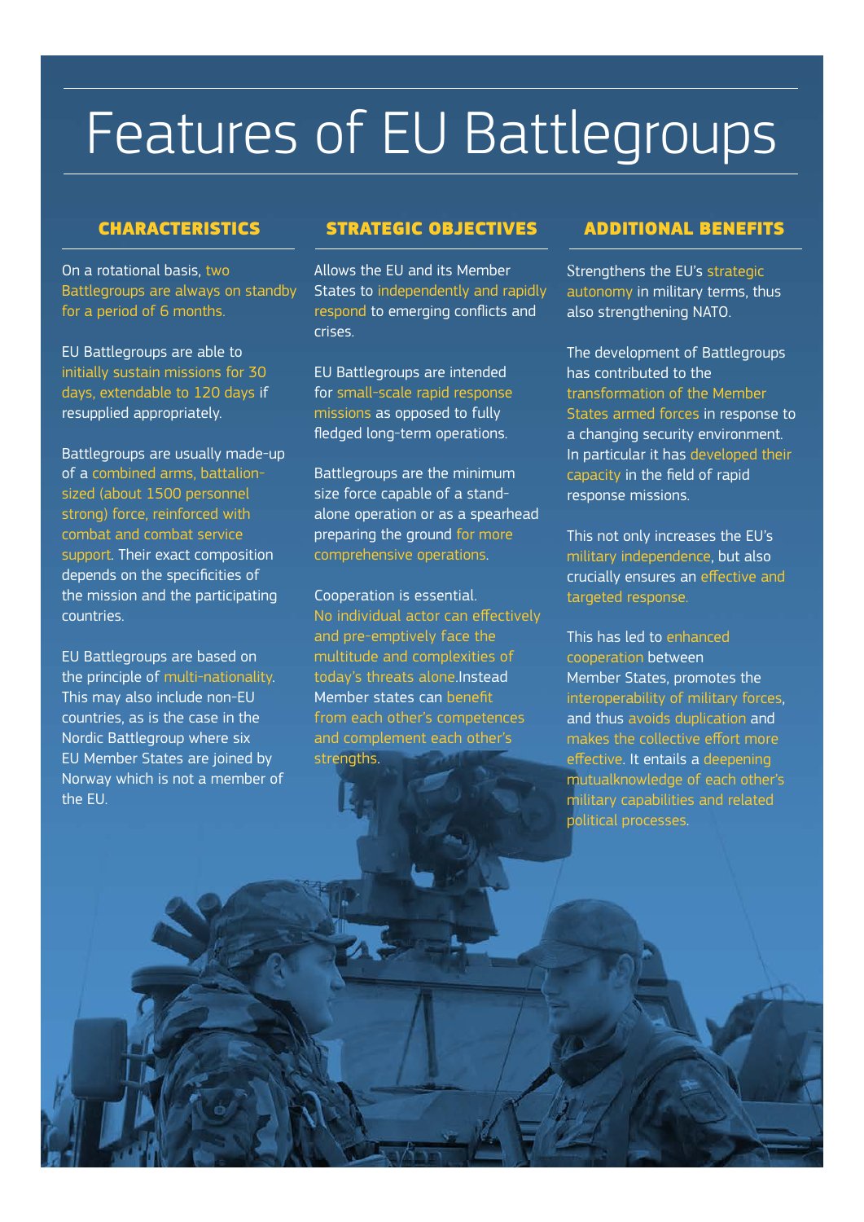# Features of EU Battlegroups

## CHARACTERISTICS

On a rotational basis, two Battlegroups are always on standby for a period of 6 months.

EU Battlegroups are able to initially sustain missions for 30 days, extendable to 120 days if resupplied appropriately.

Battlegroups are usually made-up of a combined arms, battalion-sized (about 1500 personnel strong) force, reinforced with combat and combat service support. Their exact composition depends on the specificities of the mission and the participating countries.

EU Battlegroups are based on the principle of multi-nationality. This may also include non-EU countries, as is the case in the Nordic Battlegroup where six EU Member States are joined by Norway which is not a member of the EU.

## STRATEGIC OBJECTIVES

Allows the EU and its Member States to independently and rapidly respond to emerging conflicts and crises.

EU Battlegroups are intended for small-scale rapid response missions as opposed to fully fledged long-term operations.

Battlegroups are the minimum size force capable of a stand-alone operation or as a spearhead preparing the ground for more comprehensive operations.

Cooperation is essential. No individual actor can effectively and pre-emptively face the multitude and complexities of today's threats alone.Instead Member states can benefit from each other's competences and complement each other's strengths.

## ADDITIONAL BENEFITS

Strengthens the EU's strategic autonomy in military terms, thus also strengthening NATO.

The development of Battlegroups has contributed to the transformation of the Member States armed forces in response to a changing security environment. In particular it has developed their capacity in the field of rapid response missions.

This not only increases the EU's military independence, but also crucially ensures an effective and targeted response.

This has led to enhanced cooperation between Member States, promotes the interoperability of military forces, and thus avoids duplication and makes the collective effort more effective. It entails a deepening mutualknowledge of each other's military capabilities and related political processes.